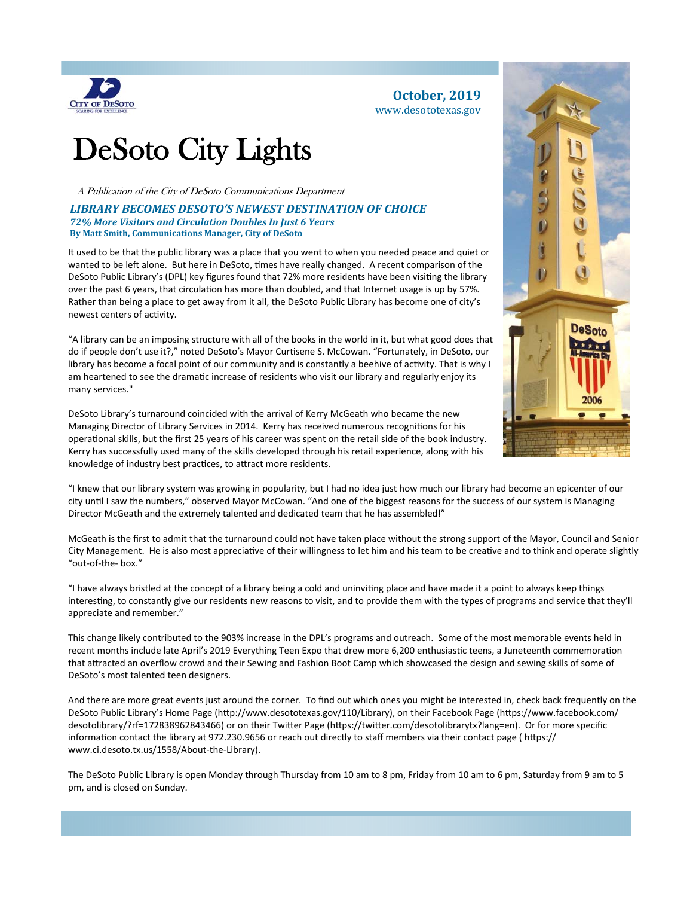October, 2019
www.desototexas.gov

# DeSoto City Lights

*A Publication of the City of DeSoto Communications Department*

## *LIBRARY BECOMES DESOTO'S NEWEST DESTINATION OF CHOICE*

***72% More Visitors and Circulation Doubles In Just 6 Years***

**By Matt Smith, Communications Manager, City of DeSoto**

It used to be that the public library was a place that you went to when you needed peace and quiet or wanted to be left alone. But here in DeSoto, times have really changed. A recent comparison of the DeSoto Public Library's (DPL) key figures found that 72% more residents have been visiting the library over the past 6 years, that circulation has more than doubled, and that Internet usage is up by 57%. Rather than being a place to get away from it all, the DeSoto Public Library has become one of city's newest centers of activity.

"A library can be an imposing structure with all of the books in the world in it, but what good does that do if people don't use it?," noted DeSoto's Mayor Curtisene S. McCowan. "Fortunately, in DeSoto, our library has become a focal point of our community and is constantly a beehive of activity. That is why I am heartened to see the dramatic increase of residents who visit our library and regularly enjoy its many services."

DeSoto Library's turnaround coincided with the arrival of Kerry McGeath who became the new Managing Director of Library Services in 2014. Kerry has received numerous recognitions for his operational skills, but the first 25 years of his career was spent on the retail side of the book industry. Kerry has successfully used many of the skills developed through his retail experience, along with his knowledge of industry best practices, to attract more residents.

"I knew that our library system was growing in popularity, but I had no idea just how much our library had become an epicenter of our city until I saw the numbers," observed Mayor McCowan. "And one of the biggest reasons for the success of our system is Managing Director McGeath and the extremely talented and dedicated team that he has assembled!"

McGeath is the first to admit that the turnaround could not have taken place without the strong support of the Mayor, Council and Senior City Management. He is also most appreciative of their willingness to let him and his team to be creative and to think and operate slightly "out-of-the- box."

"I have always bristled at the concept of a library being a cold and uninviting place and have made it a point to always keep things interesting, to constantly give our residents new reasons to visit, and to provide them with the types of programs and service that they'll appreciate and remember."

This change likely contributed to the 903% increase in the DPL's programs and outreach. Some of the most memorable events held in recent months include late April's 2019 Everything Teen Expo that drew more 6,200 enthusiastic teens, a Juneteenth commemoration that attracted an overflow crowd and their Sewing and Fashion Boot Camp which showcased the design and sewing skills of some of DeSoto's most talented teen designers.

And there are more great events just around the corner. To find out which ones you might be interested in, check back frequently on the DeSoto Public Library's Home Page (http://www.desototexas.gov/110/Library), on their Facebook Page (https://www.facebook.com/desotolibrary/?rf=172838962843466) or on their Twitter Page (https://twitter.com/desotolibrarytx?lang=en). Or for more specific information contact the library at 972.230.9656 or reach out directly to staff members via their contact page ( https://www.ci.desoto.tx.us/1558/About-the-Library).

The DeSoto Public Library is open Monday through Thursday from 10 am to 8 pm, Friday from 10 am to 6 pm, Saturday from 9 am to 5 pm, and is closed on Sunday.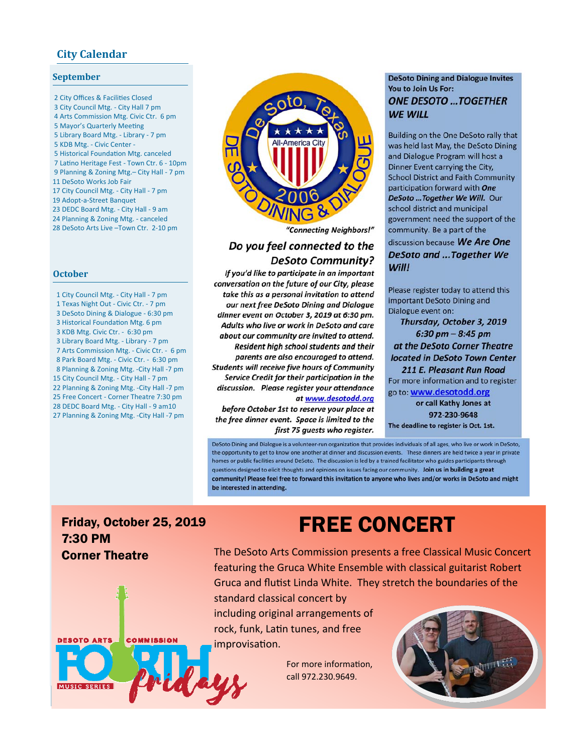## City Calendar

### September

2 City Offices & Facilities Closed
3 City Council Mtg. - City Hall 7 pm
4 Arts Commission Mtg. Civic Ctr. 6 pm
5 Mayor's Quarterly Meeting
5 Library Board Mtg. - Library - 7 pm
5 KDB Mtg. - Civic Center -
5 Historical Foundation Mtg. canceled
7 Latino Heritage Fest - Town Ctr. 6 - 10pm
9 Planning & Zoning Mtg.– City Hall - 7 pm
11 DeSoto Works Job Fair
17 City Council Mtg. - City Hall - 7 pm
19 Adopt-a-Street Banquet
23 DEDC Board Mtg. - City Hall - 9 am
24 Planning & Zoning Mtg. - canceled
28 DeSoto Arts Live –Town Ctr. 2-10 pm

### October

1 City Council Mtg. - City Hall - 7 pm
1 Texas Night Out - Civic Ctr. - 7 pm
3 DeSoto Dining & Dialogue - 6:30 pm
3 Historical Foundation Mtg. 6 pm
3 KDB Mtg. Civic Ctr. - 6:30 pm
3 Library Board Mtg. - Library - 7 pm
7 Arts Commission Mtg. - Civic Ctr. - 6 pm
8 Park Board Mtg. - Civic Ctr. - 6:30 pm
8 Planning & Zoning Mtg. -City Hall -7 pm
15 City Council Mtg. - City Hall - 7 pm
22 Planning & Zoning Mtg. -City Hall -7 pm
25 Free Concert - Corner Theatre 7:30 pm
28 DEDC Board Mtg. - City Hall - 9 am10
27 Planning & Zoning Mtg. -City Hall -7 pm

De Soto, Texas – All-America City – 2006 – DE SOTO DINING & DIALOGUE

*"Connecting Neighbors!"*

### *Do you feel connected to the DeSoto Community?*

*If you'd like to participate in an important conversation on the future of our City, please take this as a personal invitation to attend our next free DeSoto Dining and Dialogue dinner event on October 3, 2019 at 6:30 pm. Adults who live or work in DeSoto and care about our community are invited to attend. Resident high school students and their parents are also encouraged to attend. Students will receive five hours of Community Service Credit for their participation in the discussion. Please register your attendance at www.desotodd.org before October 1st to reserve your place at the free dinner event. Space is limited to the first 75 guests who register.*

**DeSoto Dining and Dialogue Invites You to Join Us For:**

***ONE DESOTO …TOGETHER WE WILL***

Building on the One DeSoto rally that was held last May, the DeSoto Dining and Dialogue Program will host a Dinner Event carrying the City, School District and Faith Community participation forward with ***One DeSoto …Together We Will.*** Our school district and municipal government need the support of the community. Be a part of the discussion because ***We Are One DeSoto and …Together We Will!***

Please register today to attend this important DeSoto Dining and Dialogue event on:

***Thursday, October 3, 2019***
***6:30 pm – 8:45 pm***
***at the DeSoto Corner Theatre***
***located in DeSoto Town Center***
***211 E. Pleasant Run Road***

For more information and to register go to: **www.desotodd.org**
**or call Kathy Jones at**
**972-230-9648**

**The deadline to register is Oct. 1st.**

DeSoto Dining and Dialogue is a volunteer-run organization that provides individuals of all ages, who live or work in DeSoto, the opportunity to get to know one another at dinner and discussion events. These dinners are held twice a year in private homes or public facilities around DeSoto. The discussion is led by a trained facilitator who guides participants through questions designed to elicit thoughts and opinions on issues facing our community. **Join us in building a great community! Please feel free to forward this invitation to anyone who lives and/or works in DeSoto and might be interested in attending.**

**Friday, October 25, 2019**
**7:30 PM**
**Corner Theatre**

DESOTO ARTS COMMISSION FOURTH Fridays MUSIC SERIES

# FREE CONCERT

The DeSoto Arts Commission presents a free Classical Music Concert featuring the Gruca White Ensemble with classical guitarist Robert Gruca and flutist Linda White. They stretch the boundaries of the standard classical concert by including original arrangements of rock, funk, Latin tunes, and free improvisation.

For more information, call 972.230.9649.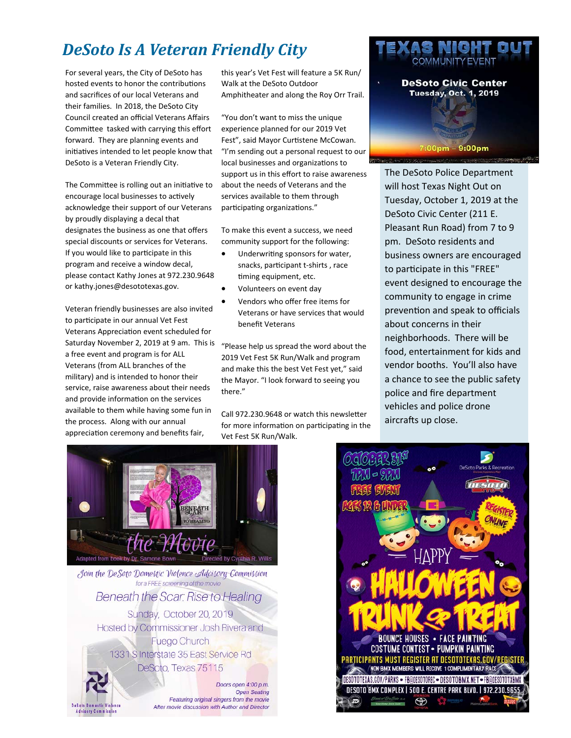# *DeSoto Is A Veteran Friendly City*

For several years, the City of DeSoto has hosted events to honor the contributions and sacrifices of our local Veterans and their families. In 2018, the DeSoto City Council created an official Veterans Affairs Committee tasked with carrying this effort forward. They are planning events and initiatives intended to let people know that DeSoto is a Veteran Friendly City.

The Committee is rolling out an initiative to encourage local businesses to actively acknowledge their support of our Veterans by proudly displaying a decal that designates the business as one that offers special discounts or services for Veterans. If you would like to participate in this program and receive a window decal, please contact Kathy Jones at 972.230.9648 or kathy.jones@desototexas.gov.

Veteran friendly businesses are also invited to participate in our annual Vet Fest Veterans Appreciation event scheduled for Saturday November 2, 2019 at 9 am. This is a free event and program is for ALL Veterans (from ALL branches of the military) and is intended to honor their service, raise awareness about their needs and provide information on the services available to them while having some fun in the process. Along with our annual appreciation ceremony and benefits fair, this year's Vet Fest will feature a 5K Run/Walk at the DeSoto Outdoor Amphitheater and along the Roy Orr Trail.

"You don't want to miss the unique experience planned for our 2019 Vet Fest", said Mayor Curtistene McCowan. "I'm sending out a personal request to our local businesses and organizations to support us in this effort to raise awareness about the needs of Veterans and the services available to them through participating organizations."

To make this event a success, we need community support for the following:

- Underwriting sponsors for water, snacks, participant t-shirts , race timing equipment, etc.
- Volunteers on event day
- Vendors who offer free items for Veterans or have services that would benefit Veterans

"Please help us spread the word about the 2019 Vet Fest 5K Run/Walk and program and make this the best Vet Fest yet," said the Mayor. "I look forward to seeing you there."

Call 972.230.9648 or watch this newsletter for more information on participating in the Vet Fest 5K Run/Walk.

## TEXAS NIGHT OUT

COMMUNITY EVENT

**DeSoto Civic Center**
**Tuesday, Oct. 1, 2019**
**7:00pm – 9:00pm**

The DeSoto Police Department will host Texas Night Out on Tuesday, October 1, 2019 at the DeSoto Civic Center (211 E. Pleasant Run Road) from 7 to 9 pm. DeSoto residents and business owners are encouraged to participate in this "FREE" event designed to encourage the community to engage in crime prevention and speak to officials about concerns in their neighborhoods. There will be food, entertainment for kids and vendor booths. You'll also have a chance to see the public safety police and fire department vehicles and police drone aircrafts up close.

## Beneath the Scar: Rise to Healing — the Movie

Adapted from book by Dr. Samone Bowm — Directed by Cynthia R. Willis

*Join the DeSoto Domestic Violence Advisory Commission*
*for a FREE screening of the movie*

**Beneath the Scar: Rise to Healing**

Sunday, October 20, 2019
Hosted by Commissioner Josh Rivera and Fuego Church
1331 S Interstate 35 East Service Rd
DeSoto, Texas 75115

*Doors open 4:00 p.m.*
*Open Seating*
*Featuring original singers from the movie*
*After movie discussion with Author and Director*

DeSoto Domestic Violence Advisory Commission

## HAPPY HALLOWEEN TRUNK & TREAT

**OCTOBER 31ST**
**7PM – 9PM**
**FREE EVENT**
**AGES 12 & UNDER**

REGISTER ONLINE

DeSoto Parks & Recreation

BOUNCE HOUSES • FACE PAINTING
COSTUME CONTEST • PUMPKIN PAINTING

PARTICIPANTS MUST REGISTER AT DESOTOTEXAS.GOV/REGISTER
NON BMX MEMBERS WILL RECEIVE 1 COMPLIMENTARY RACE

DESOTOTEXAS.GOV/PARKS • FB@DESOTOREC • DESOTOBMX.NET • FB@DESOTOTXBMX
DESOTO BMX COMPLEX | 500 E. CENTRE PARK BLVD. | 972.230.9655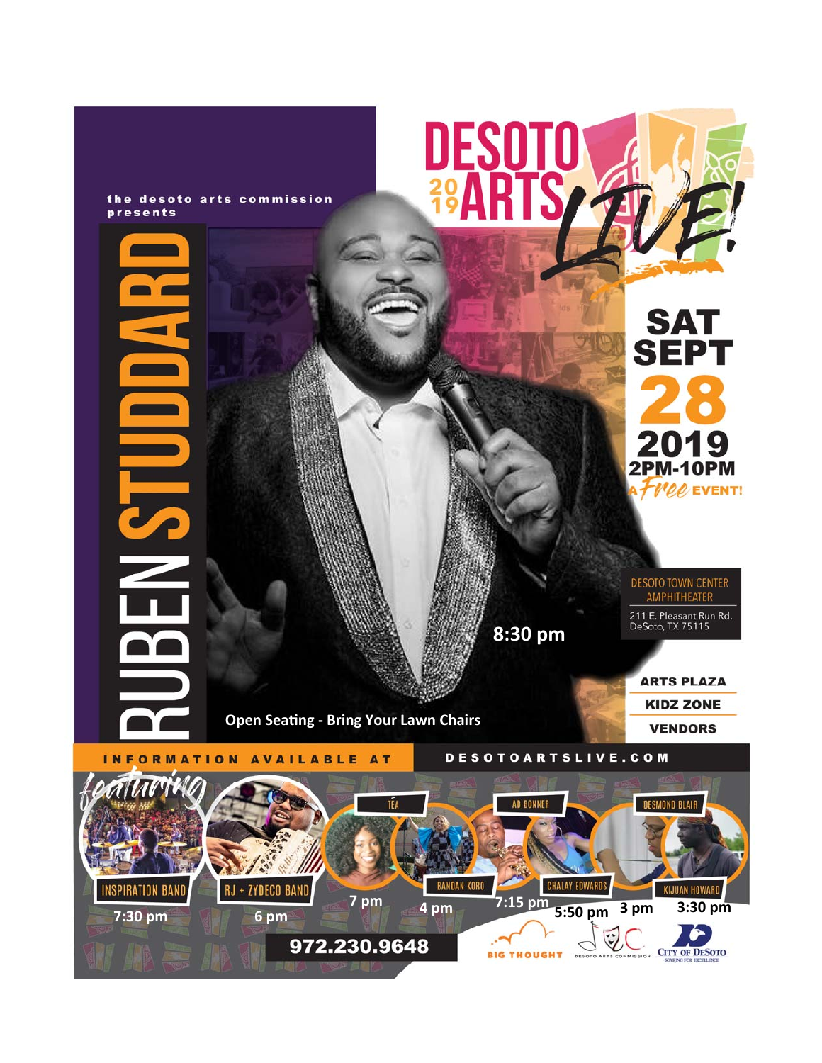the desoto arts commission presents

# RUBEN STUDDARD

# DESOTO 2019 ARTS LIVE!

**SAT SEPT 28 2019**

**2PM-10PM**

**A Free EVENT!**

DESOTO TOWN CENTER AMPHITHEATER

211 E. Pleasant Run Rd.
DeSoto, TX 75115

**8:30 pm**

**ARTS PLAZA**

**KIDZ ZONE**

**VENDORS**

**Open Seating - Bring Your Lawn Chairs**

INFORMATION AVAILABLE AT DESOTOARTSLIVE.COM

*featuring*

INSPIRATION BAND 7:30 pm

RJ + ZYDECO BAND 6 pm

TEA 7 pm

BANDAN KORO 4 pm

AD BONNER 7:15 pm

CHALAY EDWARDS 5:50 pm

DESMOND BLAIR 3 pm

KIJUAN HOWARD 3:30 pm

**972.230.9648**

BIG THOUGHT

DESOTO ARTS COMMISSION

CITY OF DESOTO SOARING FOR EXCELLENCE